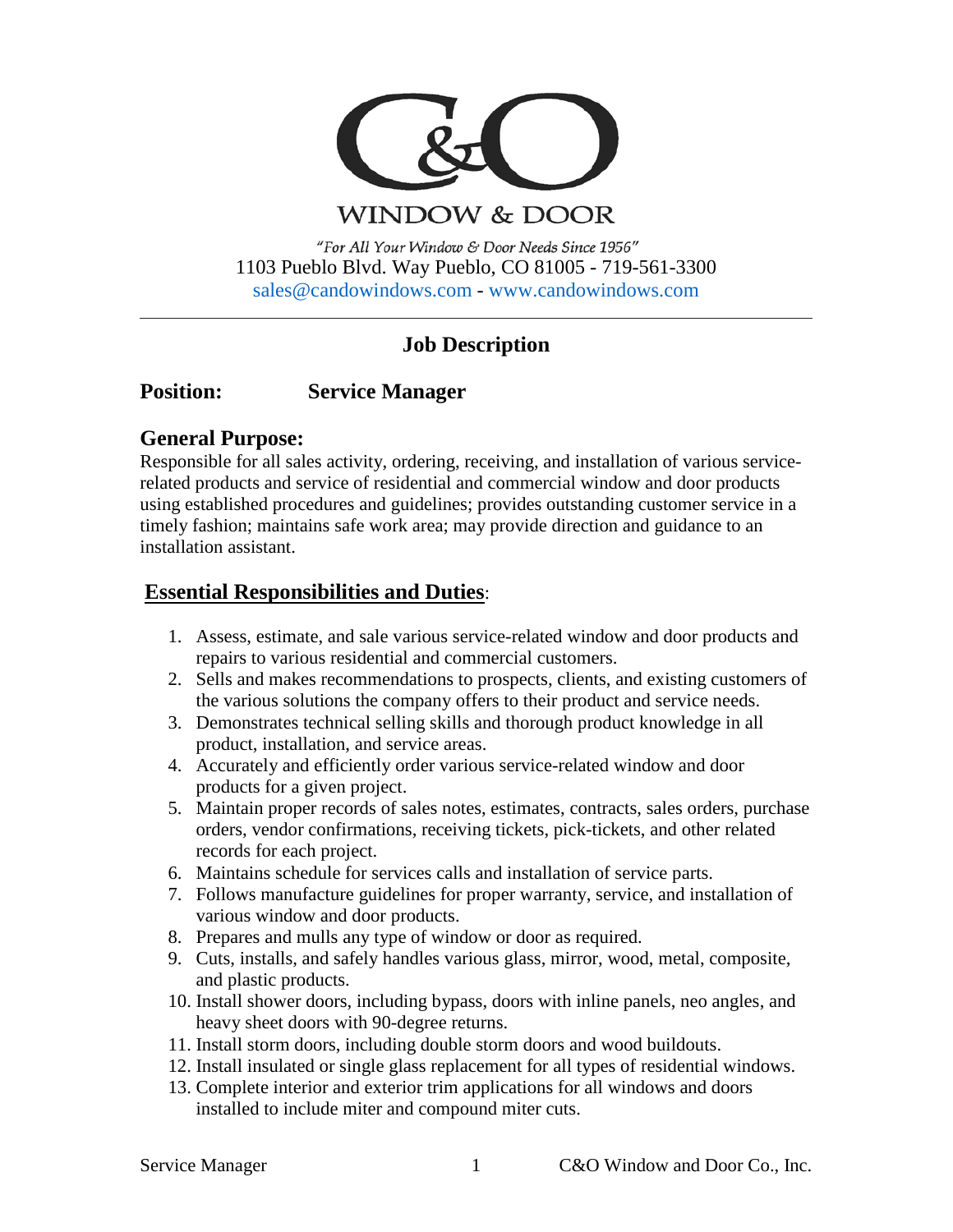# C&O WINDOW & DOOR

*"For All Your Window & Door Needs Since 1956"*

1103 Pueblo Blvd. Way Pueblo, CO 81005 - 719-561-3300

sales@candowindows.com - www.candowindows.com

---

## Job Description

**Position:** **Service Manager**

### General Purpose:

Responsible for all sales activity, ordering, receiving, and installation of various service-related products and service of residential and commercial window and door products using established procedures and guidelines; provides outstanding customer service in a timely fashion; maintains safe work area; may provide direction and guidance to an installation assistant.

### Essential Responsibilities and Duties:

1. Assess, estimate, and sale various service-related window and door products and repairs to various residential and commercial customers.
2. Sells and makes recommendations to prospects, clients, and existing customers of the various solutions the company offers to their product and service needs.
3. Demonstrates technical selling skills and thorough product knowledge in all product, installation, and service areas.
4. Accurately and efficiently order various service-related window and door products for a given project.
5. Maintain proper records of sales notes, estimates, contracts, sales orders, purchase orders, vendor confirmations, receiving tickets, pick-tickets, and other related records for each project.
6. Maintains schedule for services calls and installation of service parts.
7. Follows manufacture guidelines for proper warranty, service, and installation of various window and door products.
8. Prepares and mulls any type of window or door as required.
9. Cuts, installs, and safely handles various glass, mirror, wood, metal, composite, and plastic products.
10. Install shower doors, including bypass, doors with inline panels, neo angles, and heavy sheet doors with 90-degree returns.
11. Install storm doors, including double storm doors and wood buildouts.
12. Install insulated or single glass replacement for all types of residential windows.
13. Complete interior and exterior trim applications for all windows and doors installed to include miter and compound miter cuts.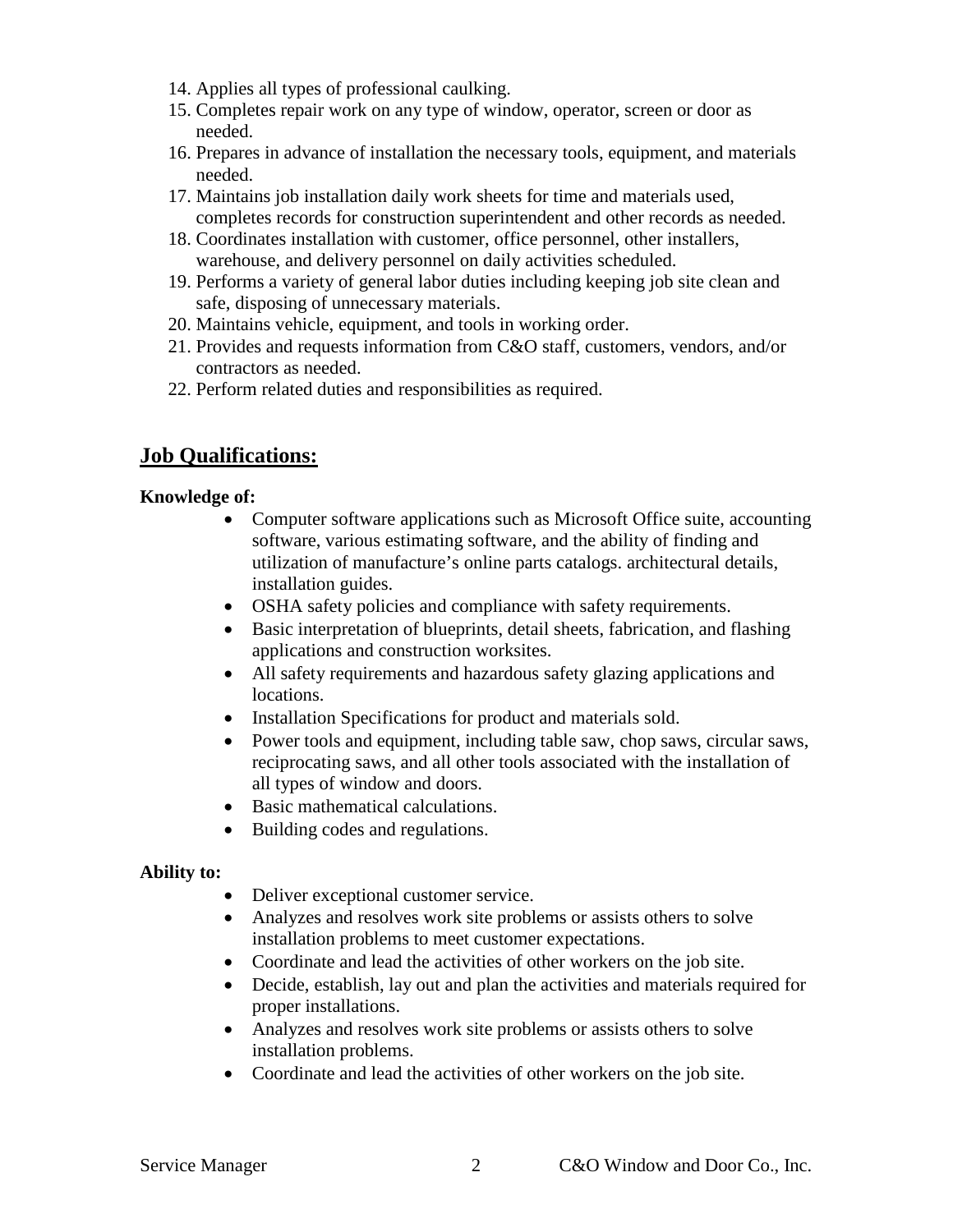14. Applies all types of professional caulking.
15. Completes repair work on any type of window, operator, screen or door as needed.
16. Prepares in advance of installation the necessary tools, equipment, and materials needed.
17. Maintains job installation daily work sheets for time and materials used, completes records for construction superintendent and other records as needed.
18. Coordinates installation with customer, office personnel, other installers, warehouse, and delivery personnel on daily activities scheduled.
19. Performs a variety of general labor duties including keeping job site clean and safe, disposing of unnecessary materials.
20. Maintains vehicle, equipment, and tools in working order.
21. Provides and requests information from C&O staff, customers, vendors, and/or contractors as needed.
22. Perform related duties and responsibilities as required.

## Job Qualifications:

**Knowledge of:**

- Computer software applications such as Microsoft Office suite, accounting software, various estimating software, and the ability of finding and utilization of manufacture's online parts catalogs. architectural details, installation guides.
- OSHA safety policies and compliance with safety requirements.
- Basic interpretation of blueprints, detail sheets, fabrication, and flashing applications and construction worksites.
- All safety requirements and hazardous safety glazing applications and locations.
- Installation Specifications for product and materials sold.
- Power tools and equipment, including table saw, chop saws, circular saws, reciprocating saws, and all other tools associated with the installation of all types of window and doors.
- Basic mathematical calculations.
- Building codes and regulations.

**Ability to:**

- Deliver exceptional customer service.
- Analyzes and resolves work site problems or assists others to solve installation problems to meet customer expectations.
- Coordinate and lead the activities of other workers on the job site.
- Decide, establish, lay out and plan the activities and materials required for proper installations.
- Analyzes and resolves work site problems or assists others to solve installation problems.
- Coordinate and lead the activities of other workers on the job site.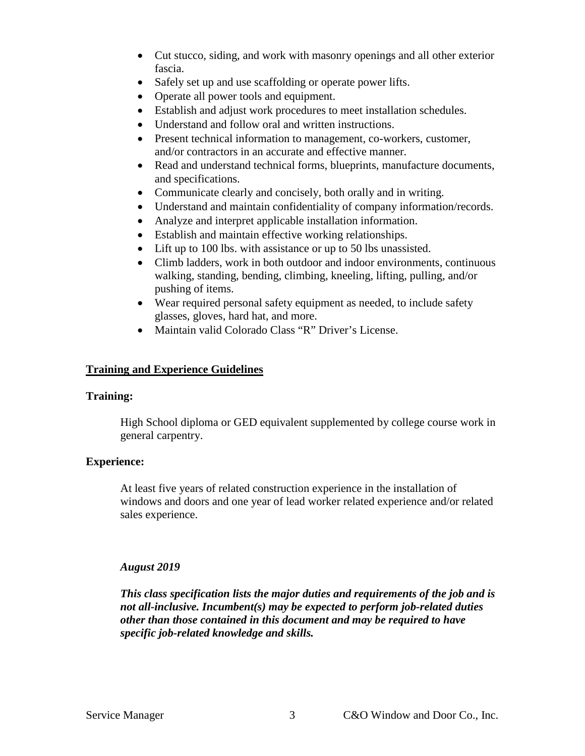- Cut stucco, siding, and work with masonry openings and all other exterior fascia.
- Safely set up and use scaffolding or operate power lifts.
- Operate all power tools and equipment.
- Establish and adjust work procedures to meet installation schedules.
- Understand and follow oral and written instructions.
- Present technical information to management, co-workers, customer, and/or contractors in an accurate and effective manner.
- Read and understand technical forms, blueprints, manufacture documents, and specifications.
- Communicate clearly and concisely, both orally and in writing.
- Understand and maintain confidentiality of company information/records.
- Analyze and interpret applicable installation information.
- Establish and maintain effective working relationships.
- Lift up to 100 lbs. with assistance or up to 50 lbs unassisted.
- Climb ladders, work in both outdoor and indoor environments, continuous walking, standing, bending, climbing, kneeling, lifting, pulling, and/or pushing of items.
- Wear required personal safety equipment as needed, to include safety glasses, gloves, hard hat, and more.
- Maintain valid Colorado Class "R" Driver's License.

## Training and Experience Guidelines

**Training:**

High School diploma or GED equivalent supplemented by college course work in general carpentry.

**Experience:**

At least five years of related construction experience in the installation of windows and doors and one year of lead worker related experience and/or related sales experience.

***August 2019***

***This class specification lists the major duties and requirements of the job and is not all-inclusive. Incumbent(s) may be expected to perform job-related duties other than those contained in this document and may be required to have specific job-related knowledge and skills.***